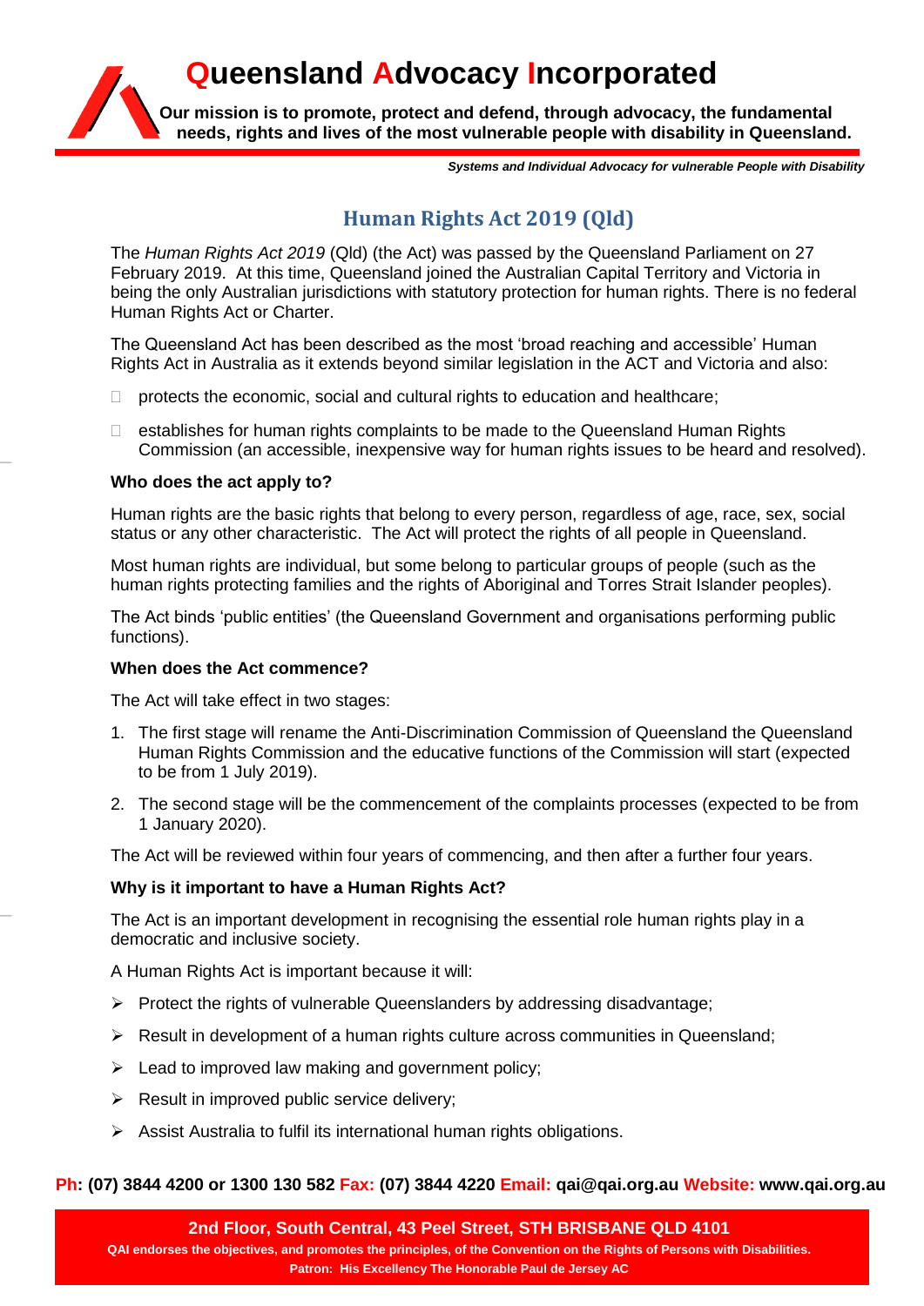# Queensland Advocacy Incorporated

**Our mission is to promote, protect and defend, through advocacy, the fundamental needs, rights and lives of the most vulnerable people with disability in Queensland.**

***Systems and Individual Advocacy for vulnerable People with Disability***

## Human Rights Act 2019 (Qld)

The *Human Rights Act 2019* (Qld) (the Act) was passed by the Queensland Parliament on 27 February 2019. At this time, Queensland joined the Australian Capital Territory and Victoria in being the only Australian jurisdictions with statutory protection for human rights. There is no federal Human Rights Act or Charter.

The Queensland Act has been described as the most 'broad reaching and accessible' Human Rights Act in Australia as it extends beyond similar legislation in the ACT and Victoria and also:

- protects the economic, social and cultural rights to education and healthcare;
- establishes for human rights complaints to be made to the Queensland Human Rights Commission (an accessible, inexpensive way for human rights issues to be heard and resolved).

**Who does the act apply to?**

Human rights are the basic rights that belong to every person, regardless of age, race, sex, social status or any other characteristic. The Act will protect the rights of all people in Queensland.

Most human rights are individual, but some belong to particular groups of people (such as the human rights protecting families and the rights of Aboriginal and Torres Strait Islander peoples).

The Act binds 'public entities' (the Queensland Government and organisations performing public functions).

**When does the Act commence?**

The Act will take effect in two stages:

1. The first stage will rename the Anti-Discrimination Commission of Queensland the Queensland Human Rights Commission and the educative functions of the Commission will start (expected to be from 1 July 2019).
2. The second stage will be the commencement of the complaints processes (expected to be from 1 January 2020).

The Act will be reviewed within four years of commencing, and then after a further four years.

**Why is it important to have a Human Rights Act?**

The Act is an important development in recognising the essential role human rights play in a democratic and inclusive society.

A Human Rights Act is important because it will:

- Protect the rights of vulnerable Queenslanders by addressing disadvantage;
- Result in development of a human rights culture across communities in Queensland;
- Lead to improved law making and government policy;
- Result in improved public service delivery;
- Assist Australia to fulfil its international human rights obligations.

**Ph: (07) 3844 4200 or 1300 130 582 Fax: (07) 3844 4220 Email: qai@qai.org.au Website: www.qai.org.au**

**2nd Floor, South Central, 43 Peel Street, STH BRISBANE QLD 4101**

**QAI endorses the objectives, and promotes the principles, of the Convention on the Rights of Persons with Disabilities.**

**Patron: His Excellency The Honorable Paul de Jersey AC**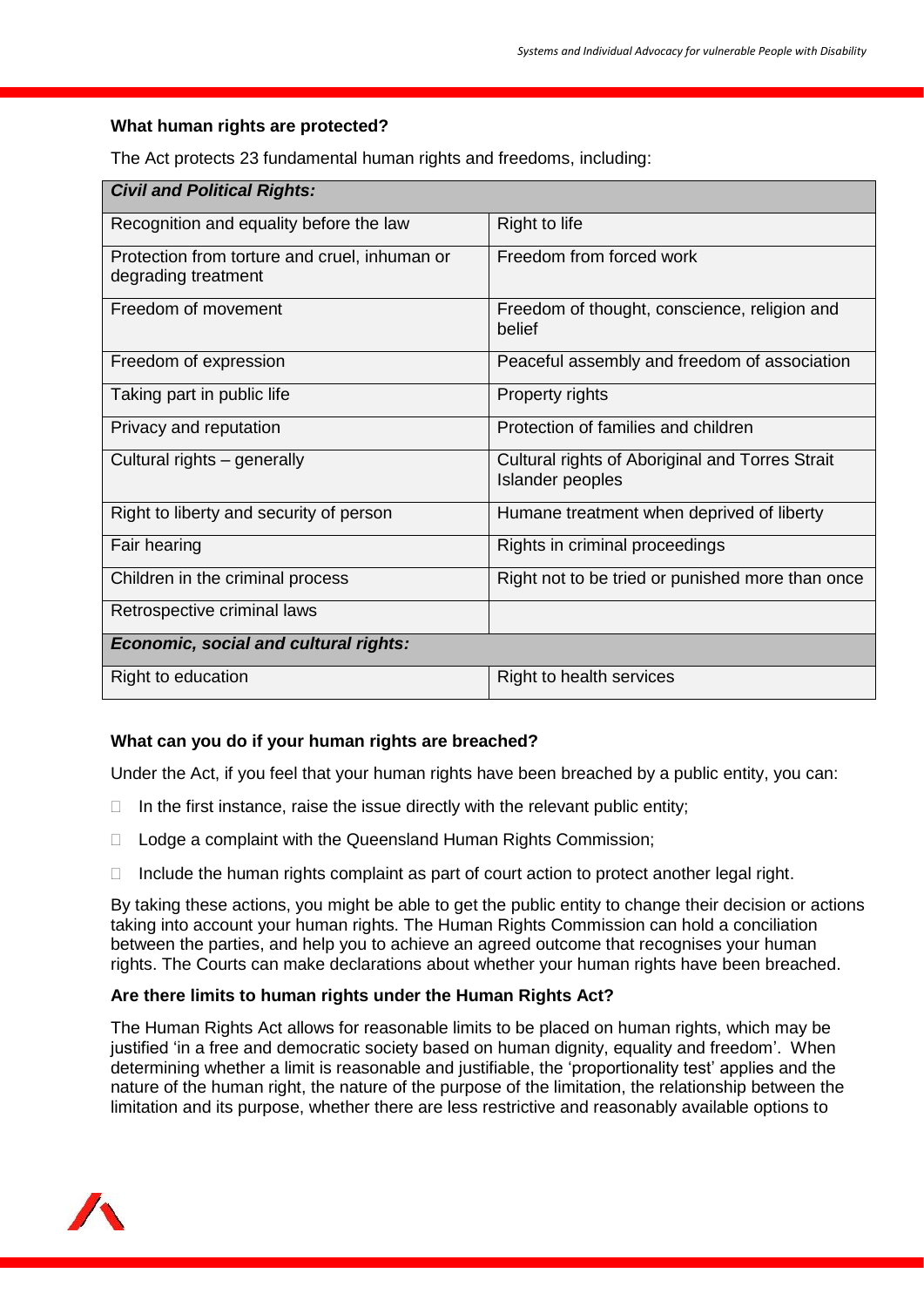**What human rights are protected?**

The Act protects 23 fundamental human rights and freedoms, including:

| ***Civil and Political Rights:*** | |
|---|---|
| Recognition and equality before the law | Right to life |
| Protection from torture and cruel, inhuman or degrading treatment | Freedom from forced work |
| Freedom of movement | Freedom of thought, conscience, religion and belief |
| Freedom of expression | Peaceful assembly and freedom of association |
| Taking part in public life | Property rights |
| Privacy and reputation | Protection of families and children |
| Cultural rights – generally | Cultural rights of Aboriginal and Torres Strait Islander peoples |
| Right to liberty and security of person | Humane treatment when deprived of liberty |
| Fair hearing | Rights in criminal proceedings |
| Children in the criminal process | Right not to be tried or punished more than once |
| Retrospective criminal laws | |
| ***Economic, social and cultural rights:*** | |
| Right to education | Right to health services |

**What can you do if your human rights are breached?**

Under the Act, if you feel that your human rights have been breached by a public entity, you can:

- In the first instance, raise the issue directly with the relevant public entity;
- Lodge a complaint with the Queensland Human Rights Commission;
- Include the human rights complaint as part of court action to protect another legal right.

By taking these actions, you might be able to get the public entity to change their decision or actions taking into account your human rights. The Human Rights Commission can hold a conciliation between the parties, and help you to achieve an agreed outcome that recognises your human rights. The Courts can make declarations about whether your human rights have been breached.

**Are there limits to human rights under the Human Rights Act?**

The Human Rights Act allows for reasonable limits to be placed on human rights, which may be justified 'in a free and democratic society based on human dignity, equality and freedom'. When determining whether a limit is reasonable and justifiable, the 'proportionality test' applies and the nature of the human right, the nature of the purpose of the limitation, the relationship between the limitation and its purpose, whether there are less restrictive and reasonably available options to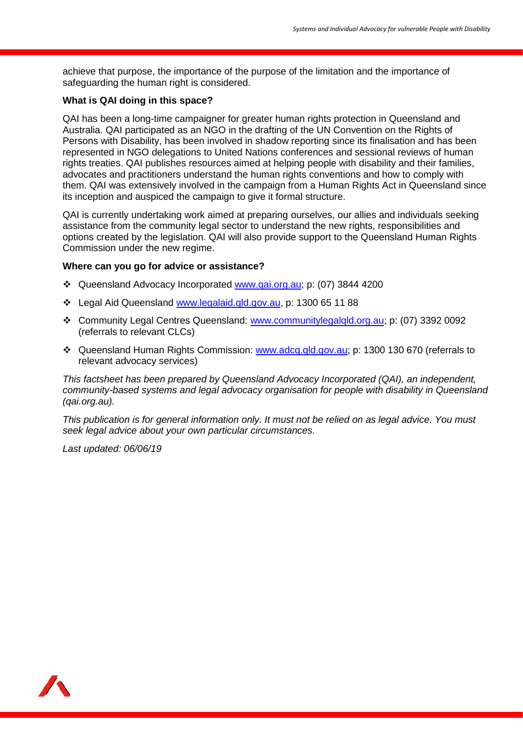achieve that purpose, the importance of the purpose of the limitation and the importance of safeguarding the human right is considered.

**What is QAI doing in this space?**

QAI has been a long-time campaigner for greater human rights protection in Queensland and Australia. QAI participated as an NGO in the drafting of the UN Convention on the Rights of Persons with Disability, has been involved in shadow reporting since its finalisation and has been represented in NGO delegations to United Nations conferences and sessional reviews of human rights treaties. QAI publishes resources aimed at helping people with disability and their families, advocates and practitioners understand the human rights conventions and how to comply with them. QAI was extensively involved in the campaign from a Human Rights Act in Queensland since its inception and auspiced the campaign to give it formal structure.

QAI is currently undertaking work aimed at preparing ourselves, our allies and individuals seeking assistance from the community legal sector to understand the new rights, responsibilities and options created by the legislation. QAI will also provide support to the Queensland Human Rights Commission under the new regime.

**Where can you go for advice or assistance?**

- Queensland Advocacy Incorporated www.qai.org.au; p: (07) 3844 4200
- Legal Aid Queensland www.legalaid.qld.gov.au, p: 1300 65 11 88
- Community Legal Centres Queensland: www.communitylegalqld.org.au; p: (07) 3392 0092 (referrals to relevant CLCs)
- Queensland Human Rights Commission: www.adcq.qld.gov.au; p: 1300 130 670 (referrals to relevant advocacy services)

*This factsheet has been prepared by Queensland Advocacy Incorporated (QAI), an independent, community-based systems and legal advocacy organisation for people with disability in Queensland (qai.org.au).*

*This publication is for general information only. It must not be relied on as legal advice. You must seek legal advice about your own particular circumstances.*

*Last updated: 06/06/19*